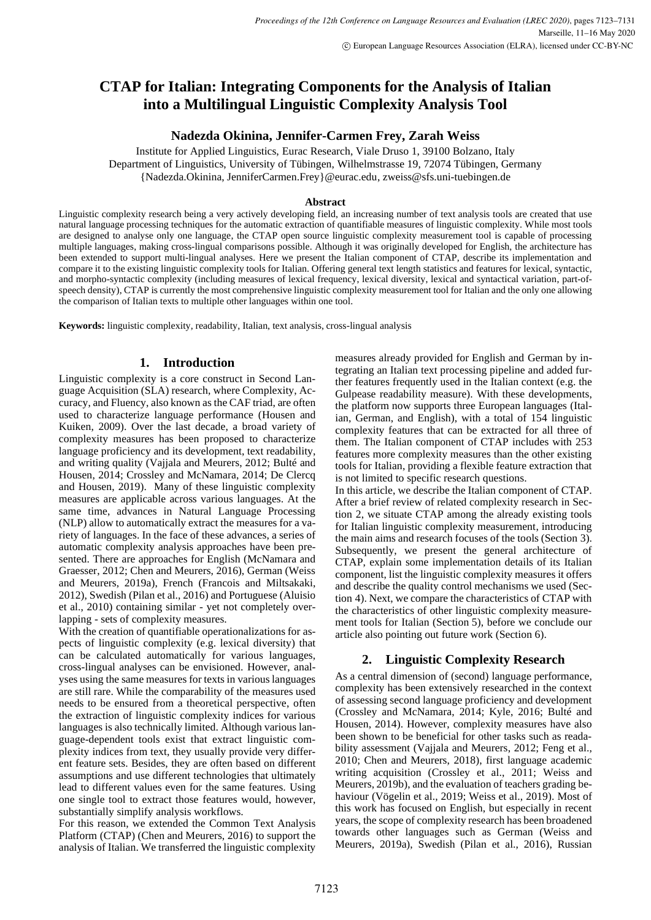# CTAP for Italian: Integrating Components for the Analysis of Italian into a Multilingual Linguistic Complexity Analysis Tool

**Nadezda Okinina, Jennifer-Carmen Frey, Zarah Weiss**

Institute for Applied Linguistics, Eurac Research, Viale Druso 1, 39100 Bolzano, Italy
Department of Linguistics, University of Tübingen, Wilhelmstrasse 19, 72074 Tübingen, Germany
{Nadezda.Okinina, JenniferCarmen.Frey}@eurac.edu, zweiss@sfs.uni-tuebingen.de

### Abstract

Linguistic complexity research being a very actively developing field, an increasing number of text analysis tools are created that use natural language processing techniques for the automatic extraction of quantifiable measures of linguistic complexity. While most tools are designed to analyse only one language, the CTAP open source linguistic complexity measurement tool is capable of processing multiple languages, making cross-lingual comparisons possible. Although it was originally developed for English, the architecture has been extended to support multi-lingual analyses. Here we present the Italian component of CTAP, describe its implementation and compare it to the existing linguistic complexity tools for Italian. Offering general text length statistics and features for lexical, syntactic, and morpho-syntactic complexity (including measures of lexical frequency, lexical diversity, lexical and syntactical variation, part-of-speech density), CTAP is currently the most comprehensive linguistic complexity measurement tool for Italian and the only one allowing the comparison of Italian texts to multiple other languages within one tool.

**Keywords:** linguistic complexity, readability, Italian, text analysis, cross-lingual analysis

## 1. Introduction

Linguistic complexity is a core construct in Second Language Acquisition (SLA) research, where Complexity, Accuracy, and Fluency, also known as the CAF triad, are often used to characterize language performance (Housen and Kuiken, 2009). Over the last decade, a broad variety of complexity measures has been proposed to characterize language proficiency and its development, text readability, and writing quality (Vajjala and Meurers, 2012; Bulté and Housen, 2014; Crossley and McNamara, 2014; De Clercq and Housen, 2019). Many of these linguistic complexity measures are applicable across various languages. At the same time, advances in Natural Language Processing (NLP) allow to automatically extract the measures for a variety of languages. In the face of these advances, a series of automatic complexity analysis approaches have been presented. There are approaches for English (McNamara and Graesser, 2012; Chen and Meurers, 2016), German (Weiss and Meurers, 2019a), French (Francois and Miltsakaki, 2012), Swedish (Pilan et al., 2016) and Portuguese (Aluisio et al., 2010) containing similar - yet not completely overlapping - sets of complexity measures.

With the creation of quantifiable operationalizations for aspects of linguistic complexity (e.g. lexical diversity) that can be calculated automatically for various languages, cross-lingual analyses can be envisioned. However, analyses using the same measures for texts in various languages are still rare. While the comparability of the measures used needs to be ensured from a theoretical perspective, often the extraction of linguistic complexity indices for various languages is also technically limited. Although various language-dependent tools exist that extract linguistic complexity indices from text, they usually provide very different feature sets. Besides, they are often based on different assumptions and use different technologies that ultimately lead to different values even for the same features. Using one single tool to extract those features would, however, substantially simplify analysis workflows.

For this reason, we extended the Common Text Analysis Platform (CTAP) (Chen and Meurers, 2016) to support the analysis of Italian. We transferred the linguistic complexity measures already provided for English and German by integrating an Italian text processing pipeline and added further features frequently used in the Italian context (e.g. the Gulpease readability measure). With these developments, the platform now supports three European languages (Italian, German, and English), with a total of 154 linguistic complexity features that can be extracted for all three of them. The Italian component of CTAP includes with 253 features more complexity measures than the other existing tools for Italian, providing a flexible feature extraction that is not limited to specific research questions.

In this article, we describe the Italian component of CTAP. After a brief review of related complexity research in Section 2, we situate CTAP among the already existing tools for Italian linguistic complexity measurement, introducing the main aims and research focuses of the tools (Section 3). Subsequently, we present the general architecture of CTAP, explain some implementation details of its Italian component, list the linguistic complexity measures it offers and describe the quality control mechanisms we used (Section 4). Next, we compare the characteristics of CTAP with the characteristics of other linguistic complexity measurement tools for Italian (Section 5), before we conclude our article also pointing out future work (Section 6).

## 2. Linguistic Complexity Research

As a central dimension of (second) language performance, complexity has been extensively researched in the context of assessing second language proficiency and development (Crossley and McNamara, 2014; Kyle, 2016; Bulté and Housen, 2014). However, complexity measures have also been shown to be beneficial for other tasks such as readability assessment (Vajjala and Meurers, 2012; Feng et al., 2010; Chen and Meurers, 2018), first language academic writing acquisition (Crossley et al., 2011; Weiss and Meurers, 2019b), and the evaluation of teachers grading behaviour (Vögelin et al., 2019; Weiss et al., 2019). Most of this work has focused on English, but especially in recent years, the scope of complexity research has been broadened towards other languages such as German (Weiss and Meurers, 2019a), Swedish (Pilan et al., 2016), Russian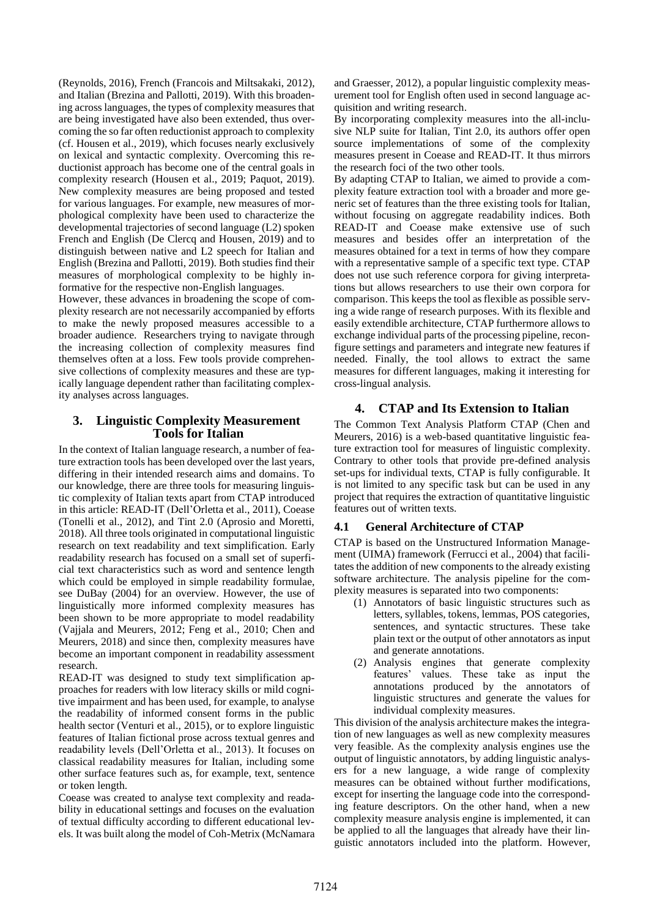(Reynolds, 2016), French (Francois and Miltsakaki, 2012), and Italian (Brezina and Pallotti, 2019). With this broadening across languages, the types of complexity measures that are being investigated have also been extended, thus overcoming the so far often reductionist approach to complexity (cf. Housen et al., 2019), which focuses nearly exclusively on lexical and syntactic complexity. Overcoming this reductionist approach has become one of the central goals in complexity research (Housen et al., 2019; Paquot, 2019). New complexity measures are being proposed and tested for various languages. For example, new measures of morphological complexity have been used to characterize the developmental trajectories of second language (L2) spoken French and English (De Clercq and Housen, 2019) and to distinguish between native and L2 speech for Italian and English (Brezina and Pallotti, 2019). Both studies find their measures of morphological complexity to be highly informative for the respective non-English languages.

However, these advances in broadening the scope of complexity research are not necessarily accompanied by efforts to make the newly proposed measures accessible to a broader audience. Researchers trying to navigate through the increasing collection of complexity measures find themselves often at a loss. Few tools provide comprehensive collections of complexity measures and these are typically language dependent rather than facilitating complexity analyses across languages.

## 3. Linguistic Complexity Measurement Tools for Italian

In the context of Italian language research, a number of feature extraction tools has been developed over the last years, differing in their intended research aims and domains. To our knowledge, there are three tools for measuring linguistic complexity of Italian texts apart from CTAP introduced in this article: READ-IT (Dell'Orletta et al., 2011), Coease (Tonelli et al., 2012), and Tint 2.0 (Aprosio and Moretti, 2018). All three tools originated in computational linguistic research on text readability and text simplification. Early readability research has focused on a small set of superficial text characteristics such as word and sentence length which could be employed in simple readability formulae, see DuBay (2004) for an overview. However, the use of linguistically more informed complexity measures has been shown to be more appropriate to model readability (Vajjala and Meurers, 2012; Feng et al., 2010; Chen and Meurers, 2018) and since then, complexity measures have become an important component in readability assessment research.

READ-IT was designed to study text simplification approaches for readers with low literacy skills or mild cognitive impairment and has been used, for example, to analyse the readability of informed consent forms in the public health sector (Venturi et al., 2015), or to explore linguistic features of Italian fictional prose across textual genres and readability levels (Dell'Orletta et al., 2013). It focuses on classical readability measures for Italian, including some other surface features such as, for example, text, sentence or token length.

Coease was created to analyse text complexity and readability in educational settings and focuses on the evaluation of textual difficulty according to different educational levels. It was built along the model of Coh-Metrix (McNamara and Graesser, 2012), a popular linguistic complexity measurement tool for English often used in second language acquisition and writing research.

By incorporating complexity measures into the all-inclusive NLP suite for Italian, Tint 2.0, its authors offer open source implementations of some of the complexity measures present in Coease and READ-IT. It thus mirrors the research foci of the two other tools.

By adapting CTAP to Italian, we aimed to provide a complexity feature extraction tool with a broader and more generic set of features than the three existing tools for Italian, without focusing on aggregate readability indices. Both READ-IT and Coease make extensive use of such measures and besides offer an interpretation of the measures obtained for a text in terms of how they compare with a representative sample of a specific text type. CTAP does not use such reference corpora for giving interpretations but allows researchers to use their own corpora for comparison. This keeps the tool as flexible as possible serving a wide range of research purposes. With its flexible and easily extendible architecture, CTAP furthermore allows to exchange individual parts of the processing pipeline, reconfigure settings and parameters and integrate new features if needed. Finally, the tool allows to extract the same measures for different languages, making it interesting for cross-lingual analysis.

## 4. CTAP and Its Extension to Italian

The Common Text Analysis Platform CTAP (Chen and Meurers, 2016) is a web-based quantitative linguistic feature extraction tool for measures of linguistic complexity. Contrary to other tools that provide pre-defined analysis set-ups for individual texts, CTAP is fully configurable. It is not limited to any specific task but can be used in any project that requires the extraction of quantitative linguistic features out of written texts.

### 4.1 General Architecture of CTAP

CTAP is based on the Unstructured Information Management (UIMA) framework (Ferrucci et al., 2004) that facilitates the addition of new components to the already existing software architecture. The analysis pipeline for the complexity measures is separated into two components:

1. Annotators of basic linguistic structures such as letters, syllables, tokens, lemmas, POS categories, sentences, and syntactic structures. These take plain text or the output of other annotators as input and generate annotations.
2. Analysis engines that generate complexity features' values. These take as input the annotations produced by the annotators of linguistic structures and generate the values for individual complexity measures.

This division of the analysis architecture makes the integration of new languages as well as new complexity measures very feasible. As the complexity analysis engines use the output of linguistic annotators, by adding linguistic analysers for a new language, a wide range of complexity measures can be obtained without further modifications, except for inserting the language code into the corresponding feature descriptors. On the other hand, when a new complexity measure analysis engine is implemented, it can be applied to all the languages that already have their linguistic annotators included into the platform. However,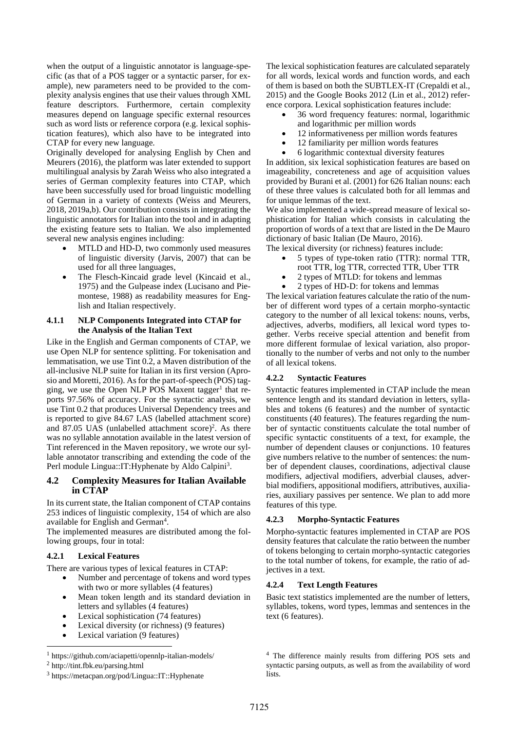when the output of a linguistic annotator is language-specific (as that of a POS tagger or a syntactic parser, for example), new parameters need to be provided to the complexity analysis engines that use their values through XML feature descriptors. Furthermore, certain complexity measures depend on language specific external resources such as word lists or reference corpora (e.g. lexical sophistication features), which also have to be integrated into CTAP for every new language.

Originally developed for analysing English by Chen and Meurers (2016), the platform was later extended to support multilingual analysis by Zarah Weiss who also integrated a series of German complexity features into CTAP, which have been successfully used for broad linguistic modelling of German in a variety of contexts (Weiss and Meurers, 2018, 2019a,b). Our contribution consists in integrating the linguistic annotators for Italian into the tool and in adapting the existing feature sets to Italian. We also implemented several new analysis engines including:

- MTLD and HD-D, two commonly used measures of linguistic diversity (Jarvis, 2007) that can be used for all three languages,
- The Flesch-Kincaid grade level (Kincaid et al., 1975) and the Gulpease index (Lucisano and Piemontese, 1988) as readability measures for English and Italian respectively.

#### 4.1.1 NLP Components Integrated into CTAP for the Analysis of the Italian Text

Like in the English and German components of CTAP, we use Open NLP for sentence splitting. For tokenisation and lemmatisation, we use Tint 0.2, a Maven distribution of the all-inclusive NLP suite for Italian in its first version (Aprosio and Moretti, 2016). As for the part-of-speech (POS) tagging, we use the Open NLP POS Maxent tagger[1] that reports 97.56% of accuracy. For the syntactic analysis, we use Tint 0.2 that produces Universal Dependency trees and is reported to give 84.67 LAS (labelled attachment score) and 87.05 UAS (unlabelled attachment score)[2]. As there was no syllable annotation available in the latest version of Tint referenced in the Maven repository, we wrote our syllable annotator transcribing and extending the code of the Perl module Lingua::IT:Hyphenate by Aldo Calpini[3].

### 4.2 Complexity Measures for Italian Available in CTAP

In its current state, the Italian component of CTAP contains 253 indices of linguistic complexity, 154 of which are also available for English and German[4].

The implemented measures are distributed among the following groups, four in total:

#### 4.2.1 Lexical Features

There are various types of lexical features in CTAP:

- Number and percentage of tokens and word types with two or more syllables (4 features)
- Mean token length and its standard deviation in letters and syllables (4 features)
- Lexical sophistication (74 features)
- Lexical diversity (or richness) (9 features)
- Lexical variation (9 features)

The lexical sophistication features are calculated separately for all words, lexical words and function words, and each of them is based on both the SUBTLEX-IT (Crepaldi et al., 2015) and the Google Books 2012 (Lin et al., 2012) reference corpora. Lexical sophistication features include:

- 36 word frequency features: normal, logarithmic and logarithmic per million words
- 12 informativeness per million words features
- 12 familiarity per million words features
- 6 logarithmic contextual diversity features

In addition, six lexical sophistication features are based on imageability, concreteness and age of acquisition values provided by Burani et al. (2001) for 626 Italian nouns: each of these three values is calculated both for all lemmas and for unique lemmas of the text.

We also implemented a wide-spread measure of lexical sophistication for Italian which consists in calculating the proportion of words of a text that are listed in the De Mauro dictionary of basic Italian (De Mauro, 2016).

The lexical diversity (or richness) features include:

- 5 types of type-token ratio (TTR): normal TTR, root TTR, log TTR, corrected TTR, Uber TTR
- 2 types of MTLD: for tokens and lemmas
- 2 types of HD-D: for tokens and lemmas

The lexical variation features calculate the ratio of the number of different word types of a certain morpho-syntactic category to the number of all lexical tokens: nouns, verbs, adjectives, adverbs, modifiers, all lexical word types together. Verbs receive special attention and benefit from more different formulae of lexical variation, also proportionally to the number of verbs and not only to the number of all lexical tokens.

#### 4.2.2 Syntactic Features

Syntactic features implemented in CTAP include the mean sentence length and its standard deviation in letters, syllables and tokens (6 features) and the number of syntactic constituents (40 features). The features regarding the number of syntactic constituents calculate the total number of specific syntactic constituents of a text, for example, the number of dependent clauses or conjunctions. 10 features give numbers relative to the number of sentences: the number of dependent clauses, coordinations, adjectival clause modifiers, adjectival modifiers, adverbial clauses, adverbial modifiers, appositional modifiers, attributives, auxiliaries, auxiliary passives per sentence. We plan to add more features of this type.

#### 4.2.3 Morpho-Syntactic Features

Morpho-syntactic features implemented in CTAP are POS density features that calculate the ratio between the number of tokens belonging to certain morpho-syntactic categories to the total number of tokens, for example, the ratio of adjectives in a text.

#### 4.2.4 Text Length Features

Basic text statistics implemented are the number of letters, syllables, tokens, word types, lemmas and sentences in the text (6 features).

[1] https://github.com/aciapetti/opennlp-italian-models/

[2] http://tint.fbk.eu/parsing.html

[3] https://metacpan.org/pod/Lingua::IT::Hyphenate

[4] The difference mainly results from differing POS sets and syntactic parsing outputs, as well as from the availability of word lists.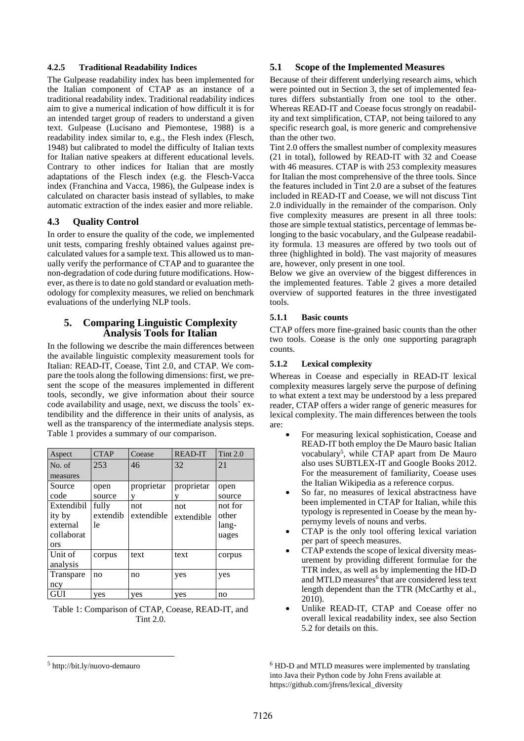#### 4.2.5 Traditional Readability Indices

The Gulpease readability index has been implemented for the Italian component of CTAP as an instance of a traditional readability index. Traditional readability indices aim to give a numerical indication of how difficult it is for an intended target group of readers to understand a given text. Gulpease (Lucisano and Piemontese, 1988) is a readability index similar to, e.g., the Flesh index (Flesch, 1948) but calibrated to model the difficulty of Italian texts for Italian native speakers at different educational levels. Contrary to other indices for Italian that are mostly adaptations of the Flesch index (e.g. the Flesch-Vacca index (Franchina and Vacca, 1986), the Gulpease index is calculated on character basis instead of syllables, to make automatic extraction of the index easier and more reliable.

### 4.3 Quality Control

In order to ensure the quality of the code, we implemented unit tests, comparing freshly obtained values against pre-calculated values for a sample text. This allowed us to manually verify the performance of CTAP and to guarantee the non-degradation of code during future modifications. However, as there is to date no gold standard or evaluation methodology for complexity measures, we relied on benchmark evaluations of the underlying NLP tools.

## 5. Comparing Linguistic Complexity Analysis Tools for Italian

In the following we describe the main differences between the available linguistic complexity measurement tools for Italian: READ-IT, Coease, Tint 2.0, and CTAP. We compare the tools along the following dimensions: first, we present the scope of the measures implemented in different tools, secondly, we give information about their source code availability and usage, next, we discuss the tools' extendibility and the difference in their units of analysis, as well as the transparency of the intermediate analysis steps. Table 1 provides a summary of our comparison.

| Aspect | CTAP | Coease | READ-IT | Tint 2.0 |
|---|---|---|---|---|
| No. of measures | 253 | 46 | 32 | 21 |
| Source code | open source | proprietary | proprietary | open source |
| Extendibility by external collaborators | fully extendible | not extendible | not extendible | not for other languages |
| Unit of analysis | corpus | text | text | corpus |
| Transparency | no | no | yes | yes |
| GUI | yes | yes | yes | no |

Table 1: Comparison of CTAP, Coease, READ-IT, and Tint 2.0.

### 5.1 Scope of the Implemented Measures

Because of their different underlying research aims, which were pointed out in Section 3, the set of implemented features differs substantially from one tool to the other. Whereas READ-IT and Coease focus strongly on readability and text simplification, CTAP, not being tailored to any specific research goal, is more generic and comprehensive than the other two.

Tint 2.0 offers the smallest number of complexity measures (21 in total), followed by READ-IT with 32 and Coease with 46 measures. CTAP is with 253 complexity measures for Italian the most comprehensive of the three tools. Since the features included in Tint 2.0 are a subset of the features included in READ-IT and Coease, we will not discuss Tint 2.0 individually in the remainder of the comparison. Only five complexity measures are present in all three tools: those are simple textual statistics, percentage of lemmas belonging to the basic vocabulary, and the Gulpease readability formula. 13 measures are offered by two tools out of three (highlighted in bold). The vast majority of measures are, however, only present in one tool.

Below we give an overview of the biggest differences in the implemented features. Table 2 gives a more detailed overview of supported features in the three investigated tools.

#### 5.1.1 Basic counts

CTAP offers more fine-grained basic counts than the other two tools. Coease is the only one supporting paragraph counts.

#### 5.1.2 Lexical complexity

Whereas in Coease and especially in READ-IT lexical complexity measures largely serve the purpose of defining to what extent a text may be understood by a less prepared reader, CTAP offers a wider range of generic measures for lexical complexity. The main differences between the tools are:

- For measuring lexical sophistication, Coease and READ-IT both employ the De Mauro basic Italian vocabulary[5], while CTAP apart from De Mauro also uses SUBTLEX-IT and Google Books 2012. For the measurement of familiarity, Coease uses the Italian Wikipedia as a reference corpus.
- So far, no measures of lexical abstractness have been implemented in CTAP for Italian, while this typology is represented in Coease by the mean hypernymy levels of nouns and verbs.
- CTAP is the only tool offering lexical variation per part of speech measures.
- CTAP extends the scope of lexical diversity measurement by providing different formulae for the TTR index, as well as by implementing the HD-D and MTLD measures[6] that are considered less text length dependent than the TTR (McCarthy et al., 2010).
- Unlike READ-IT, CTAP and Coease offer no overall lexical readability index, see also Section 5.2 for details on this.

[5] http://bit.ly/nuovo-demauro

[6] HD-D and MTLD measures were implemented by translating into Java their Python code by John Frens available at https://github.com/jfrens/lexical_diversity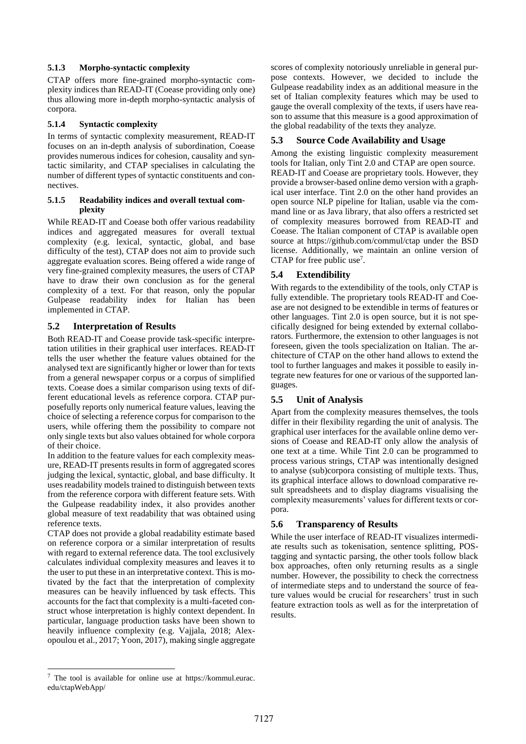#### 5.1.3 Morpho-syntactic complexity

CTAP offers more fine-grained morpho-syntactic complexity indices than READ-IT (Coease providing only one) thus allowing more in-depth morpho-syntactic analysis of corpora.

#### 5.1.4 Syntactic complexity

In terms of syntactic complexity measurement, READ-IT focuses on an in-depth analysis of subordination, Coease provides numerous indices for cohesion, causality and syntactic similarity, and CTAP specialises in calculating the number of different types of syntactic constituents and connectives.

#### 5.1.5 Readability indices and overall textual complexity

While READ-IT and Coease both offer various readability indices and aggregated measures for overall textual complexity (e.g. lexical, syntactic, global, and base difficulty of the test), CTAP does not aim to provide such aggregate evaluation scores. Being offered a wide range of very fine-grained complexity measures, the users of CTAP have to draw their own conclusion as for the general complexity of a text. For that reason, only the popular Gulpease readability index for Italian has been implemented in CTAP.

### 5.2 Interpretation of Results

Both READ-IT and Coease provide task-specific interpretation utilities in their graphical user interfaces. READ-IT tells the user whether the feature values obtained for the analysed text are significantly higher or lower than for texts from a general newspaper corpus or a corpus of simplified texts. Coease does a similar comparison using texts of different educational levels as reference corpora. CTAP purposefully reports only numerical feature values, leaving the choice of selecting a reference corpus for comparison to the users, while offering them the possibility to compare not only single texts but also values obtained for whole corpora of their choice.

In addition to the feature values for each complexity measure, READ-IT presents results in form of aggregated scores judging the lexical, syntactic, global, and base difficulty. It uses readability models trained to distinguish between texts from the reference corpora with different feature sets. With the Gulpease readability index, it also provides another global measure of text readability that was obtained using reference texts.

CTAP does not provide a global readability estimate based on reference corpora or a similar interpretation of results with regard to external reference data. The tool exclusively calculates individual complexity measures and leaves it to the user to put these in an interpretative context. This is motivated by the fact that the interpretation of complexity measures can be heavily influenced by task effects. This accounts for the fact that complexity is a multi-faceted construct whose interpretation is highly context dependent. In particular, language production tasks have been shown to heavily influence complexity (e.g. Vajjala, 2018; Alexopoulou et al., 2017; Yoon, 2017), making single aggregate scores of complexity notoriously unreliable in general purpose contexts. However, we decided to include the Gulpease readability index as an additional measure in the set of Italian complexity features which may be used to gauge the overall complexity of the texts, if users have reason to assume that this measure is a good approximation of the global readability of the texts they analyze.

### 5.3 Source Code Availability and Usage

Among the existing linguistic complexity measurement tools for Italian, only Tint 2.0 and CTAP are open source.

READ-IT and Coease are proprietary tools. However, they provide a browser-based online demo version with a graphical user interface. Tint 2.0 on the other hand provides an open source NLP pipeline for Italian, usable via the command line or as Java library, that also offers a restricted set of complexity measures borrowed from READ-IT and Coease. The Italian component of CTAP is available open source at https://github.com/commul/ctap under the BSD license. Additionally, we maintain an online version of CTAP for free public use[7].

### 5.4 Extendibility

With regards to the extendibility of the tools, only CTAP is fully extendible. The proprietary tools READ-IT and Coease are not designed to be extendible in terms of features or other languages. Tint 2.0 is open source, but it is not specifically designed for being extended by external collaborators. Furthermore, the extension to other languages is not foreseen, given the tools specialization on Italian. The architecture of CTAP on the other hand allows to extend the tool to further languages and makes it possible to easily integrate new features for one or various of the supported languages.

### 5.5 Unit of Analysis

Apart from the complexity measures themselves, the tools differ in their flexibility regarding the unit of analysis. The graphical user interfaces for the available online demo versions of Coease and READ-IT only allow the analysis of one text at a time. While Tint 2.0 can be programmed to process various strings, CTAP was intentionally designed to analyse (sub)corpora consisting of multiple texts. Thus, its graphical interface allows to download comparative result spreadsheets and to display diagrams visualising the complexity measurements' values for different texts or corpora.

### 5.6 Transparency of Results

While the user interface of READ-IT visualizes intermediate results such as tokenisation, sentence splitting, POS-tagging and syntactic parsing, the other tools follow black box approaches, often only returning results as a single number. However, the possibility to check the correctness of intermediate steps and to understand the source of feature values would be crucial for researchers' trust in such feature extraction tools as well as for the interpretation of results.

[7] The tool is available for online use at https://kommul.eurac.edu/ctapWebApp/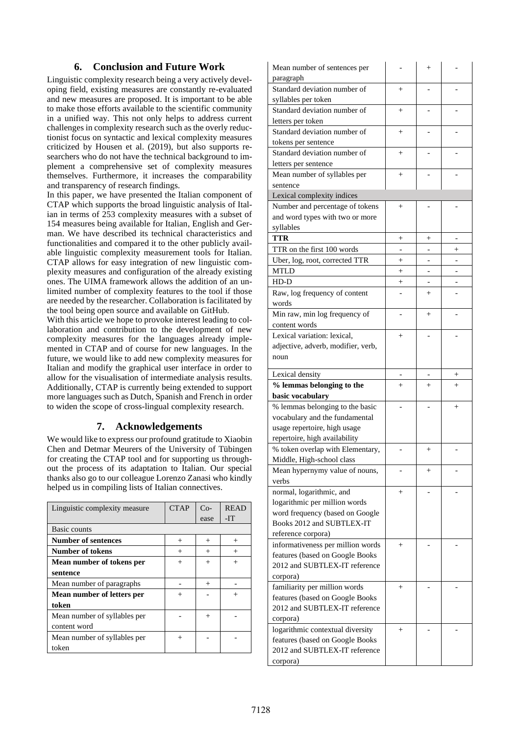## 6. Conclusion and Future Work

Linguistic complexity research being a very actively developing field, existing measures are constantly re-evaluated and new measures are proposed. It is important to be able to make those efforts available to the scientific community in a unified way. This not only helps to address current challenges in complexity research such as the overly reductionist focus on syntactic and lexical complexity measures criticized by Housen et al. (2019), but also supports researchers who do not have the technical background to implement a comprehensive set of complexity measures themselves. Furthermore, it increases the comparability and transparency of research findings.

In this paper, we have presented the Italian component of CTAP which supports the broad linguistic analysis of Italian in terms of 253 complexity measures with a subset of 154 measures being available for Italian, English and German. We have described its technical characteristics and functionalities and compared it to the other publicly available linguistic complexity measurement tools for Italian. CTAP allows for easy integration of new linguistic complexity measures and configuration of the already existing ones. The UIMA framework allows the addition of an unlimited number of complexity features to the tool if those are needed by the researcher. Collaboration is facilitated by the tool being open source and available on GitHub.

With this article we hope to provoke interest leading to collaboration and contribution to the development of new complexity measures for the languages already implemented in CTAP and of course for new languages. In the future, we would like to add new complexity measures for Italian and modify the graphical user interface in order to allow for the visualisation of intermediate analysis results. Additionally, CTAP is currently being extended to support more languages such as Dutch, Spanish and French in order to widen the scope of cross-lingual complexity research.

## 7. Acknowledgements

We would like to express our profound gratitude to Xiaobin Chen and Detmar Meurers of the University of Tübingen for creating the CTAP tool and for supporting us throughout the process of its adaptation to Italian. Our special thanks also go to our colleague Lorenzo Zanasi who kindly helped us in compiling lists of Italian connectives.

| Linguistic complexity measure | CTAP | Co-ease | READ-IT |
|---|---|---|---|
| Basic counts | | | |
| **Number of sentences** | + | + | + |
| **Number of tokens** | + | + | + |
| **Mean number of tokens per sentence** | + | + | + |
| Mean number of paragraphs | - | + | - |
| **Mean number of letters per token** | + | - | + |
| Mean number of syllables per content word | - | + | - |
| Mean number of syllables per token | + | - | - |
| Mean number of sentences per paragraph | - | + | - |
| Standard deviation number of syllables per token | + | - | - |
| Standard deviation number of letters per token | + | - | - |
| Standard deviation number of tokens per sentence | + | - | - |
| Standard deviation number of letters per sentence | + | - | - |
| Mean number of syllables per sentence | + | - | - |
| Lexical complexity indices | | | |
| Number and percentage of tokens and word types with two or more syllables | + | - | - |
| **TTR** | + | + | - |
| TTR on the first 100 words | - | - | + |
| Uber, log, root, corrected TTR | + | - | - |
| MTLD | + | - | - |
| HD-D | + | - | - |
| Raw, log frequency of content words | - | + | - |
| Min raw, min log frequency of content words | - | + | - |
| Lexical variation: lexical, adjective, adverb, modifier, verb, noun | + | - | - |
| Lexical density | - | - | + |
| **% lemmas belonging to the basic vocabulary** | + | + | + |
| % lemmas belonging to the basic vocabulary and the fundamental usage repertoire, high usage repertoire, high availability | - | - | + |
| % token overlap with Elementary, Middle, High-school class | - | + | - |
| Mean hypernymy value of nouns, verbs | - | + | - |
| normal, logarithmic, and logarithmic per million words word frequency (based on Google Books 2012 and SUBTLEX-IT reference corpora) | + | - | - |
| informativeness per million words features (based on Google Books 2012 and SUBTLEX-IT reference corpora) | + | - | - |
| familiarity per million words features (based on Google Books 2012 and SUBTLEX-IT reference corpora) | + | - | - |
| logarithmic contextual diversity features (based on Google Books 2012 and SUBTLEX-IT reference corpora) | + | - | - |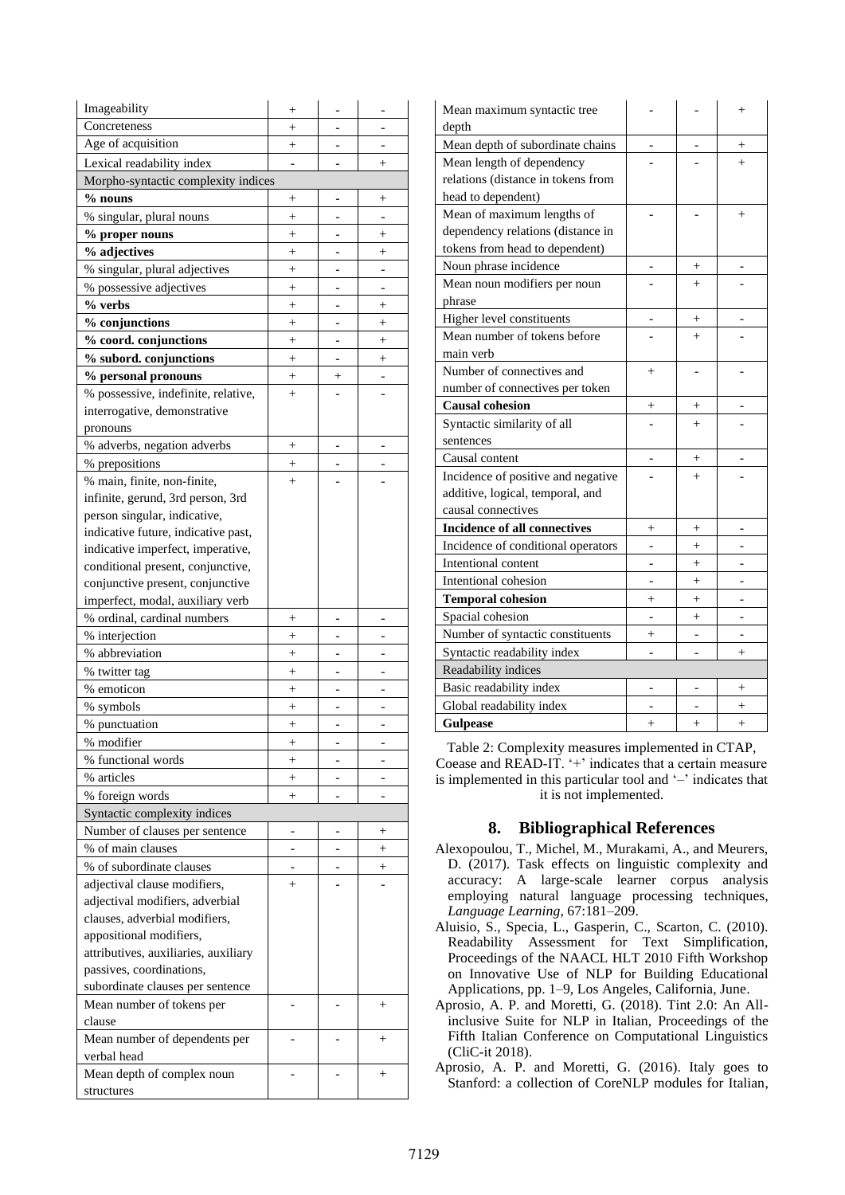| Imageability | + | - | - |
|---|---|---|---|
| Concreteness | + | - | - |
| Age of acquisition | + | - | - |
| Lexical readability index | - | - | + |
| Morpho-syntactic complexity indices | | | |
| **% nouns** | + | - | + |
| % singular, plural nouns | + | - | - |
| **% proper nouns** | + | - | + |
| **% adjectives** | + | - | + |
| % singular, plural adjectives | + | - | - |
| % possessive adjectives | + | - | - |
| **% verbs** | + | - | + |
| **% conjunctions** | + | - | + |
| **% coord. conjunctions** | + | - | + |
| **% subord. conjunctions** | + | - | + |
| **% personal pronouns** | + | + | - |
| % possessive, indefinite, relative, interrogative, demonstrative pronouns | + | - | - |
| % adverbs, negation adverbs | + | - | - |
| % prepositions | + | - | - |
| % main, finite, non-finite, infinite, gerund, 3rd person, 3rd person singular, indicative, indicative future, indicative past, indicative imperfect, imperative, conditional present, conjunctive, conjunctive present, conjunctive imperfect, modal, auxiliary verb | + | - | - |
| % ordinal, cardinal numbers | + | - | - |
| % interjection | + | - | - |
| % abbreviation | + | - | - |
| % twitter tag | + | - | - |
| % emoticon | + | - | - |
| % symbols | + | - | - |
| % punctuation | + | - | - |
| % modifier | + | - | - |
| % functional words | + | - | - |
| % articles | + | - | - |
| % foreign words | + | - | - |
| Syntactic complexity indices | | | |
| Number of clauses per sentence | - | - | + |
| % of main clauses | - | - | + |
| % of subordinate clauses | - | - | + |
| adjectival clause modifiers, adjectival modifiers, adverbial clauses, adverbial modifiers, appositional modifiers, attributives, auxiliaries, auxiliary passives, coordinations, subordinate clauses per sentence | + | - | - |
| Mean number of tokens per clause | - | - | + |
| Mean number of dependents per verbal head | - | - | + |
| Mean depth of complex noun structures | - | - | + |
| Mean maximum syntactic tree depth | - | - | + |
| Mean depth of subordinate chains | - | - | + |
| Mean length of dependency relations (distance in tokens from head to dependent) | - | - | + |
| Mean of maximum lengths of dependency relations (distance in tokens from head to dependent) | - | - | + |
| Noun phrase incidence | - | + | - |
| Mean noun modifiers per noun phrase | - | + | - |
| Higher level constituents | - | + | - |
| Mean number of tokens before main verb | - | + | - |
| Number of connectives and number of connectives per token | + | - | - |
| **Causal cohesion** | + | + | - |
| Syntactic similarity of all sentences | - | + | - |
| Causal content | - | + | - |
| Incidence of positive and negative additive, logical, temporal, and causal connectives | - | + | - |
| **Incidence of all connectives** | + | + | - |
| Incidence of conditional operators | - | + | - |
| Intentional content | - | + | - |
| Intentional cohesion | - | + | - |
| **Temporal cohesion** | + | + | - |
| Spacial cohesion | - | + | - |
| Number of syntactic constituents | + | - | - |
| Syntactic readability index | - | - | + |
| Readability indices | | | |
| Basic readability index | - | - | + |
| Global readability index | - | - | + |
| **Gulpease** | + | + | + |

Table 2: Complexity measures implemented in CTAP, Coease and READ-IT. '+' indicates that a certain measure is implemented in this particular tool and '–' indicates that it is not implemented.

## 8. Bibliographical References

Alexopoulou, T., Michel, M., Murakami, A., and Meurers, D. (2017). Task effects on linguistic complexity and accuracy: A large-scale learner corpus analysis employing natural language processing techniques, *Language Learning*, 67:181–209.

Aluisio, S., Specia, L., Gasperin, C., Scarton, C. (2010). Readability Assessment for Text Simplification, Proceedings of the NAACL HLT 2010 Fifth Workshop on Innovative Use of NLP for Building Educational Applications, pp. 1–9, Los Angeles, California, June.

Aprosio, A. P. and Moretti, G. (2018). Tint 2.0: An All-inclusive Suite for NLP in Italian, Proceedings of the Fifth Italian Conference on Computational Linguistics (CliC-it 2018).

Aprosio, A. P. and Moretti, G. (2016). Italy goes to Stanford: a collection of CoreNLP modules for Italian,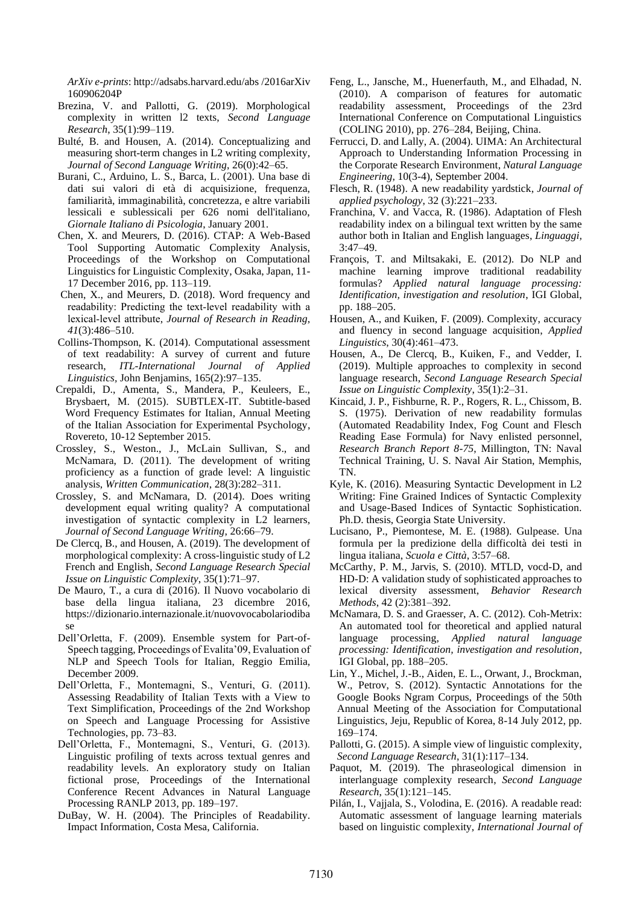*ArXiv e-prints*: http://adsabs.harvard.edu/abs /2016arXiv 160906204P

Brezina, V. and Pallotti, G. (2019). Morphological complexity in written l2 texts, *Second Language Research*, 35(1):99–119.

Bulté, B. and Housen, A. (2014). Conceptualizing and measuring short-term changes in L2 writing complexity, *Journal of Second Language Writing*, 26(0):42–65.

Burani, C., Arduino, L. S., Barca, L. (2001). Una base di dati sui valori di età di acquisizione, frequenza, familiarità, immaginabilità, concretezza, e altre variabili lessicali e sublessicali per 626 nomi dell'italiano, *Giornale Italiano di Psicologia*, January 2001.

Chen, X. and Meurers, D. (2016). CTAP: A Web-Based Tool Supporting Automatic Complexity Analysis, Proceedings of the Workshop on Computational Linguistics for Linguistic Complexity, Osaka, Japan, 11-17 December 2016, pp. 113–119.

Chen, X., and Meurers, D. (2018). Word frequency and readability: Predicting the text-level readability with a lexical-level attribute, *Journal of Research in Reading*, *41*(3):486–510.

Collins-Thompson, K. (2014). Computational assessment of text readability: A survey of current and future research, *ITL-International Journal of Applied Linguistics*, John Benjamins, 165(2):97–135.

Crepaldi, D., Amenta, S., Mandera, P., Keuleers, E., Brysbaert, M. (2015). SUBTLEX-IT. Subtitle-based Word Frequency Estimates for Italian, Annual Meeting of the Italian Association for Experimental Psychology, Rovereto, 10-12 September 2015.

Crossley, S., Weston., J., McLain Sullivan, S., and McNamara, D. (2011). The development of writing proficiency as a function of grade level: A linguistic analysis, *Written Communication*, 28(3):282–311.

Crossley, S. and McNamara, D. (2014). Does writing development equal writing quality? A computational investigation of syntactic complexity in L2 learners, *Journal of Second Language Writing*, 26:66–79.

De Clercq, B., and Housen, A. (2019). The development of morphological complexity: A cross-linguistic study of L2 French and English, *Second Language Research Special Issue on Linguistic Complexity*, 35(1):71–97.

De Mauro, T., a cura di (2016). Il Nuovo vocabolario di base della lingua italiana, 23 dicembre 2016, https://dizionario.internazionale.it/nuovovocabolariodibase

Dell'Orletta, F. (2009). Ensemble system for Part-of-Speech tagging, Proceedings of Evalita'09, Evaluation of NLP and Speech Tools for Italian, Reggio Emilia, December 2009.

Dell'Orletta, F., Montemagni, S., Venturi, G. (2011). Assessing Readability of Italian Texts with a View to Text Simplification, Proceedings of the 2nd Workshop on Speech and Language Processing for Assistive Technologies, pp. 73–83.

Dell'Orletta, F., Montemagni, S., Venturi, G. (2013). Linguistic profiling of texts across textual genres and readability levels. An exploratory study on Italian fictional prose, Proceedings of the International Conference Recent Advances in Natural Language Processing RANLP 2013, pp. 189–197.

DuBay, W. H. (2004). The Principles of Readability. Impact Information, Costa Mesa, California.

Feng, L., Jansche, M., Huenerfauth, M., and Elhadad, N. (2010). A comparison of features for automatic readability assessment, Proceedings of the 23rd International Conference on Computational Linguistics (COLING 2010), pp. 276–284, Beijing, China.

Ferrucci, D. and Lally, A. (2004). UIMA: An Architectural Approach to Understanding Information Processing in the Corporate Research Environment, *Natural Language Engineering*, 10(3-4), September 2004.

Flesch, R. (1948). A new readability yardstick, *Journal of applied psychology*, 32 (3):221–233.

Franchina, V. and Vacca, R. (1986). Adaptation of Flesh readability index on a bilingual text written by the same author both in Italian and English languages, *Linguaggi*, 3:47–49.

François, T. and Miltsakaki, E. (2012). Do NLP and machine learning improve traditional readability formulas? *Applied natural language processing: Identification, investigation and resolution*, IGI Global, pp. 188–205.

Housen, A., and Kuiken, F. (2009). Complexity, accuracy and fluency in second language acquisition, *Applied Linguistics*, 30(4):461–473.

Housen, A., De Clercq, B., Kuiken, F., and Vedder, I. (2019). Multiple approaches to complexity in second language research, *Second Language Research Special Issue on Linguistic Complexity*, 35(1):2–31.

Kincaid, J. P., Fishburne, R. P., Rogers, R. L., Chissom, B. S. (1975). Derivation of new readability formulas (Automated Readability Index, Fog Count and Flesch Reading Ease Formula) for Navy enlisted personnel, *Research Branch Report 8-75*, Millington, TN: Naval Technical Training, U. S. Naval Air Station, Memphis, TN.

Kyle, K. (2016). Measuring Syntactic Development in L2 Writing: Fine Grained Indices of Syntactic Complexity and Usage-Based Indices of Syntactic Sophistication. Ph.D. thesis, Georgia State University.

Lucisano, P., Piemontese, M. E. (1988). Gulpease. Una formula per la predizione della difficoltà dei testi in lingua italiana, *Scuola e Città*, 3:57–68.

McCarthy, P. M., Jarvis, S. (2010). MTLD, vocd-D, and HD-D: A validation study of sophisticated approaches to lexical diversity assessment, *Behavior Research Methods*, 42 (2):381–392.

McNamara, D. S. and Graesser, A. C. (2012). Coh-Metrix: An automated tool for theoretical and applied natural language processing, *Applied natural language processing: Identification, investigation and resolution*, IGI Global, pp. 188–205.

Lin, Y., Michel, J.-B., Aiden, E. L., Orwant, J., Brockman, W., Petrov, S. (2012). Syntactic Annotations for the Google Books Ngram Corpus, Proceedings of the 50th Annual Meeting of the Association for Computational Linguistics, Jeju, Republic of Korea, 8-14 July 2012, pp. 169–174.

Pallotti, G. (2015). A simple view of linguistic complexity, *Second Language Research*, 31(1):117–134.

Paquot, M. (2019). The phraseological dimension in interlanguage complexity research, *Second Language Research*, 35(1):121–145.

Pilán, I., Vajjala, S., Volodina, E. (2016). A readable read: Automatic assessment of language learning materials based on linguistic complexity, *International Journal of*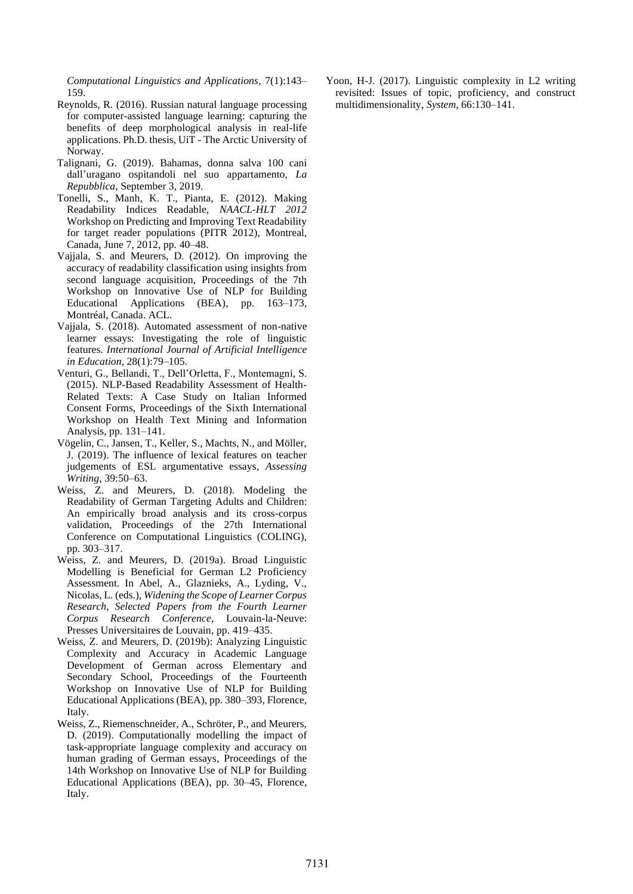*Computational Linguistics and Applications*, 7(1):143–159.

Reynolds, R. (2016). Russian natural language processing for computer-assisted language learning: capturing the benefits of deep morphological analysis in real-life applications. Ph.D. thesis, UiT - The Arctic University of Norway.

Talignani, G. (2019). Bahamas, donna salva 100 cani dall'uragano ospitandoli nel suo appartamento, *La Repubblica*, September 3, 2019.

Tonelli, S., Manh, K. T., Pianta, E. (2012). Making Readability Indices Readable, *NAACL-HLT 2012* Workshop on Predicting and Improving Text Readability for target reader populations (PITR 2012), Montreal, Canada, June 7, 2012, pp. 40–48.

Vajjala, S. and Meurers, D. (2012). On improving the accuracy of readability classification using insights from second language acquisition, Proceedings of the 7th Workshop on Innovative Use of NLP for Building Educational Applications (BEA), pp. 163–173, Montréal, Canada. ACL.

Vajjala, S. (2018). Automated assessment of non-native learner essays: Investigating the role of linguistic features. *International Journal of Artificial Intelligence in Education*, 28(1):79–105.

Venturi, G., Bellandi, T., Dell'Orletta, F., Montemagni, S. (2015). NLP-Based Readability Assessment of Health-Related Texts: A Case Study on Italian Informed Consent Forms, Proceedings of the Sixth International Workshop on Health Text Mining and Information Analysis, pp. 131–141.

Vögelin, C., Jansen, T., Keller, S., Machts, N., and Möller, J. (2019). The influence of lexical features on teacher judgements of ESL argumentative essays, *Assessing Writing*, 39:50–63.

Weiss, Z. and Meurers, D. (2018). Modeling the Readability of German Targeting Adults and Children: An empirically broad analysis and its cross-corpus validation, Proceedings of the 27th International Conference on Computational Linguistics (COLING), pp. 303–317.

Weiss, Z. and Meurers, D. (2019a). Broad Linguistic Modelling is Beneficial for German L2 Proficiency Assessment. In Abel, A., Glaznieks, A., Lyding, V., Nicolas, L. (eds.), *Widening the Scope of Learner Corpus Research, Selected Papers from the Fourth Learner Corpus Research Conference*, Louvain-la-Neuve: Presses Universitaires de Louvain, pp. 419–435.

Weiss, Z. and Meurers, D. (2019b): Analyzing Linguistic Complexity and Accuracy in Academic Language Development of German across Elementary and Secondary School, Proceedings of the Fourteenth Workshop on Innovative Use of NLP for Building Educational Applications (BEA), pp. 380–393, Florence, Italy.

Weiss, Z., Riemenschneider, A., Schröter, P., and Meurers, D. (2019). Computationally modelling the impact of task-appropriate language complexity and accuracy on human grading of German essays, Proceedings of the 14th Workshop on Innovative Use of NLP for Building Educational Applications (BEA), pp. 30–45, Florence, Italy.

Yoon, H-J. (2017). Linguistic complexity in L2 writing revisited: Issues of topic, proficiency, and construct multidimensionality, *System*, 66:130–141.